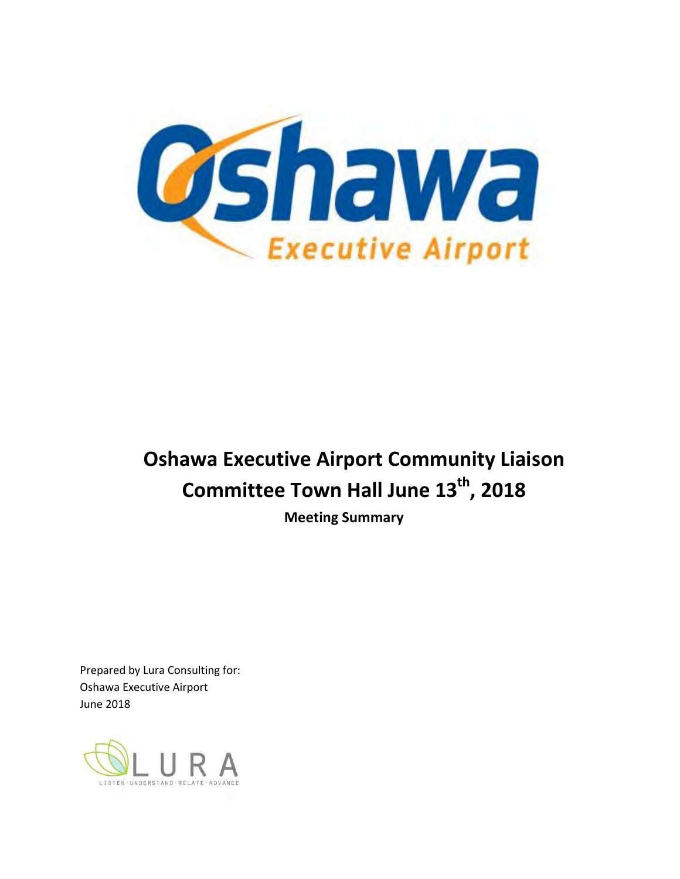# Oshawa Executive Airport Community Liaison Committee Town Hall June 13th, 2018

**Meeting Summary**

Prepared by Lura Consulting for:
Oshawa Executive Airport
June 2018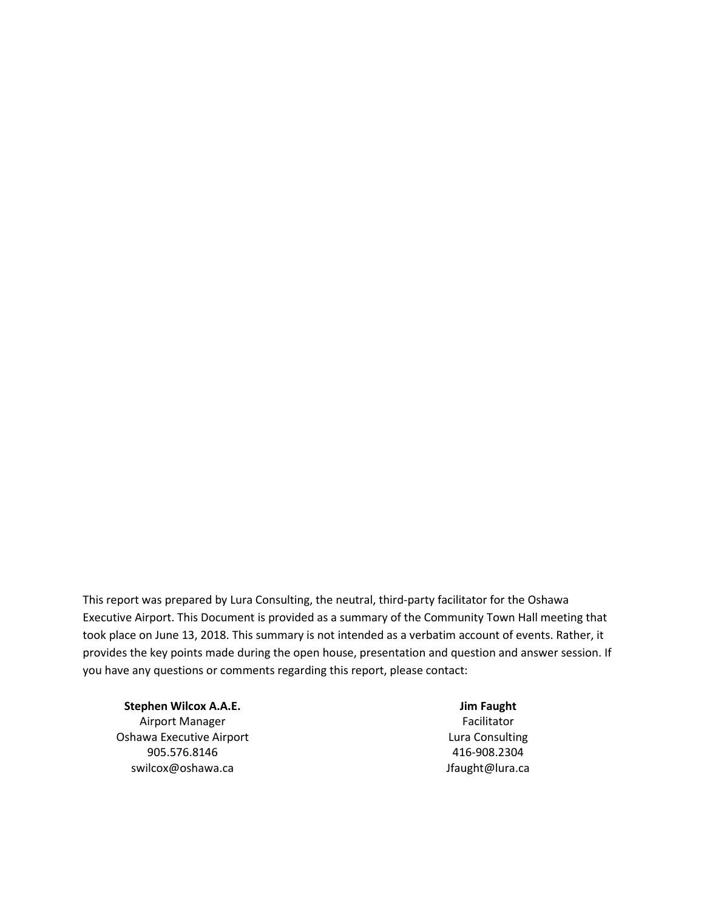This report was prepared by Lura Consulting, the neutral, third-party facilitator for the Oshawa Executive Airport. This Document is provided as a summary of the Community Town Hall meeting that took place on June 13, 2018. This summary is not intended as a verbatim account of events. Rather, it provides the key points made during the open house, presentation and question and answer session. If you have any questions or comments regarding this report, please contact:

**Stephen Wilcox A.A.E.**
Airport Manager
Oshawa Executive Airport
905.576.8146
swilcox@oshawa.ca

**Jim Faught**
Facilitator
Lura Consulting
416-908.2304
Jfaught@lura.ca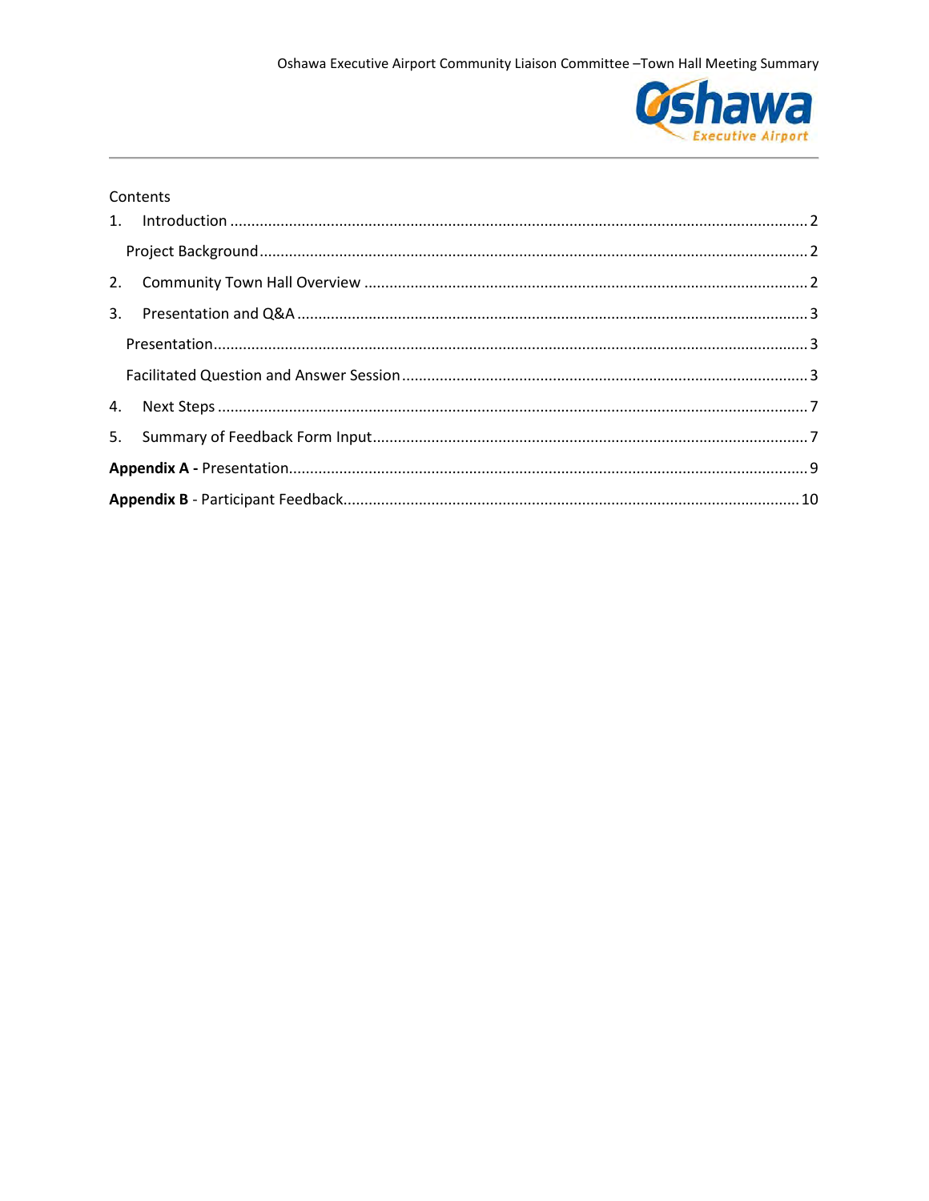Contents

1. Introduction ........................................................................................................................ 2

   Project Background ................................................................................................................ 2

2. Community Town Hall Overview ........................................................................................ 2

3. Presentation and Q&A ........................................................................................................ 3

   Presentation ........................................................................................................................... 3

   Facilitated Question and Answer Session ............................................................................... 3

4. Next Steps ............................................................................................................................ 7

5. Summary of Feedback Form Input ....................................................................................... 7

**Appendix A -** Presentation ...................................................................................................... 9

**Appendix B** - Participant Feedback ......................................................................................... 10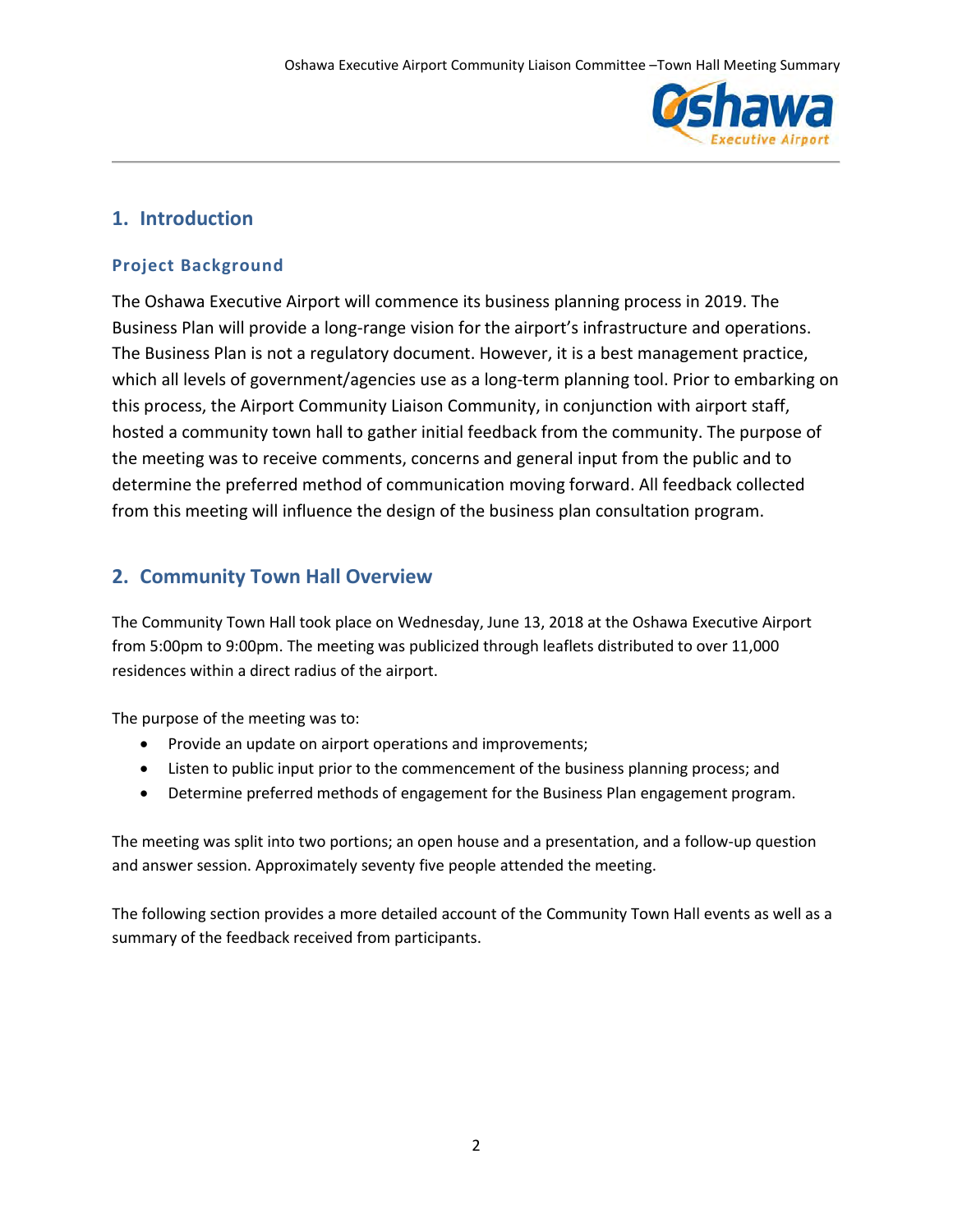## 1. Introduction

### Project Background

The Oshawa Executive Airport will commence its business planning process in 2019. The Business Plan will provide a long-range vision for the airport's infrastructure and operations. The Business Plan is not a regulatory document. However, it is a best management practice, which all levels of government/agencies use as a long-term planning tool. Prior to embarking on this process, the Airport Community Liaison Community, in conjunction with airport staff, hosted a community town hall to gather initial feedback from the community. The purpose of the meeting was to receive comments, concerns and general input from the public and to determine the preferred method of communication moving forward. All feedback collected from this meeting will influence the design of the business plan consultation program.

## 2. Community Town Hall Overview

The Community Town Hall took place on Wednesday, June 13, 2018 at the Oshawa Executive Airport from 5:00pm to 9:00pm. The meeting was publicized through leaflets distributed to over 11,000 residences within a direct radius of the airport.

The purpose of the meeting was to:

- Provide an update on airport operations and improvements;
- Listen to public input prior to the commencement of the business planning process; and
- Determine preferred methods of engagement for the Business Plan engagement program.

The meeting was split into two portions; an open house and a presentation, and a follow-up question and answer session. Approximately seventy five people attended the meeting.

The following section provides a more detailed account of the Community Town Hall events as well as a summary of the feedback received from participants.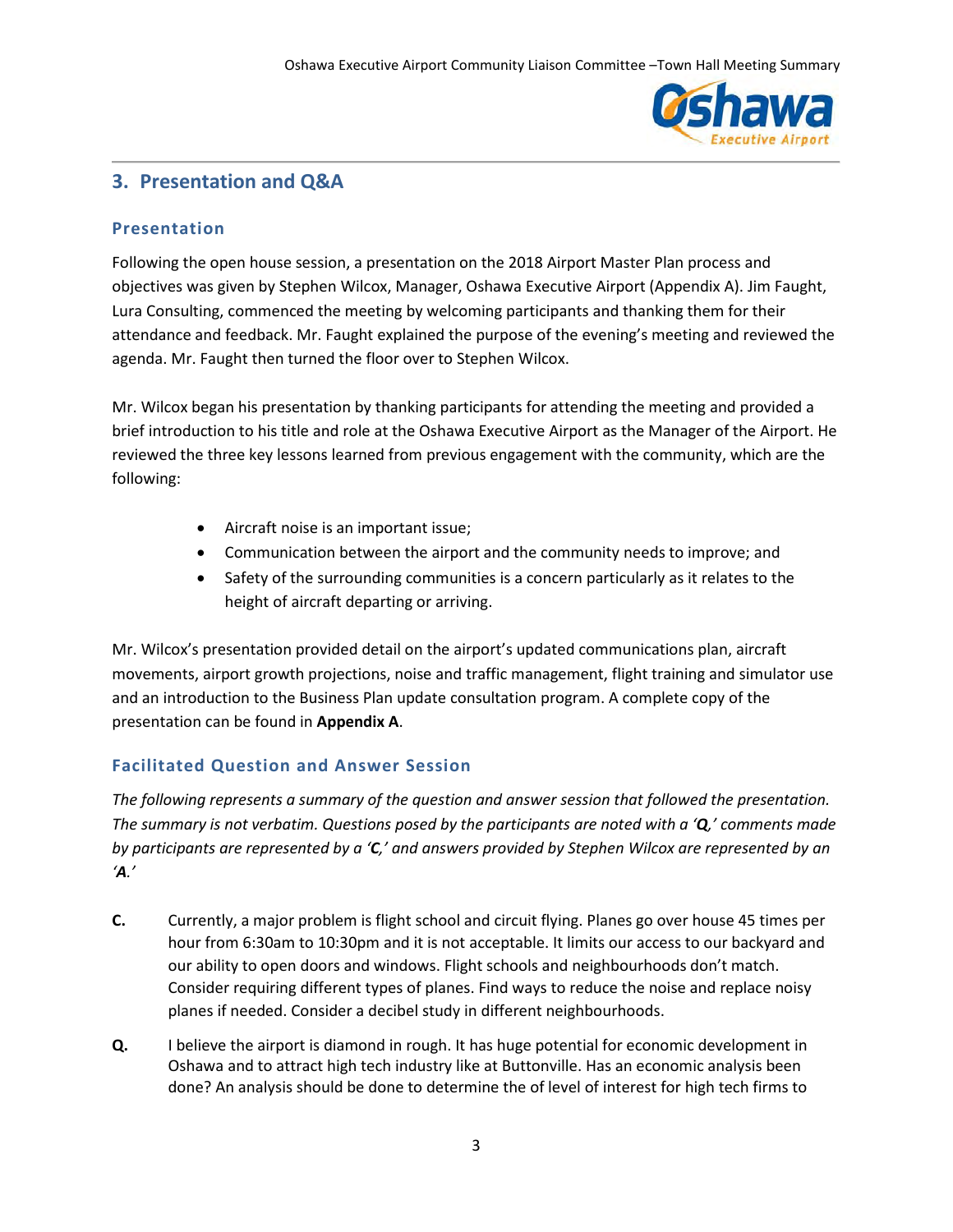## 3. Presentation and Q&A

### Presentation

Following the open house session, a presentation on the 2018 Airport Master Plan process and objectives was given by Stephen Wilcox, Manager, Oshawa Executive Airport (Appendix A). Jim Faught, Lura Consulting, commenced the meeting by welcoming participants and thanking them for their attendance and feedback. Mr. Faught explained the purpose of the evening's meeting and reviewed the agenda. Mr. Faught then turned the floor over to Stephen Wilcox.

Mr. Wilcox began his presentation by thanking participants for attending the meeting and provided a brief introduction to his title and role at the Oshawa Executive Airport as the Manager of the Airport. He reviewed the three key lessons learned from previous engagement with the community, which are the following:

- Aircraft noise is an important issue;
- Communication between the airport and the community needs to improve; and
- Safety of the surrounding communities is a concern particularly as it relates to the height of aircraft departing or arriving.

Mr. Wilcox's presentation provided detail on the airport's updated communications plan, aircraft movements, airport growth projections, noise and traffic management, flight training and simulator use and an introduction to the Business Plan update consultation program. A complete copy of the presentation can be found in **Appendix A**.

### Facilitated Question and Answer Session

*The following represents a summary of the question and answer session that followed the presentation. The summary is not verbatim. Questions posed by the participants are noted with a '**Q**,' comments made by participants are represented by a '**C**,' and answers provided by Stephen Wilcox are represented by an '**A**.'*

**C.** Currently, a major problem is flight school and circuit flying. Planes go over house 45 times per hour from 6:30am to 10:30pm and it is not acceptable. It limits our access to our backyard and our ability to open doors and windows. Flight schools and neighbourhoods don't match. Consider requiring different types of planes. Find ways to reduce the noise and replace noisy planes if needed. Consider a decibel study in different neighbourhoods.

**Q.** I believe the airport is diamond in rough. It has huge potential for economic development in Oshawa and to attract high tech industry like at Buttonville. Has an economic analysis been done? An analysis should be done to determine the of level of interest for high tech firms to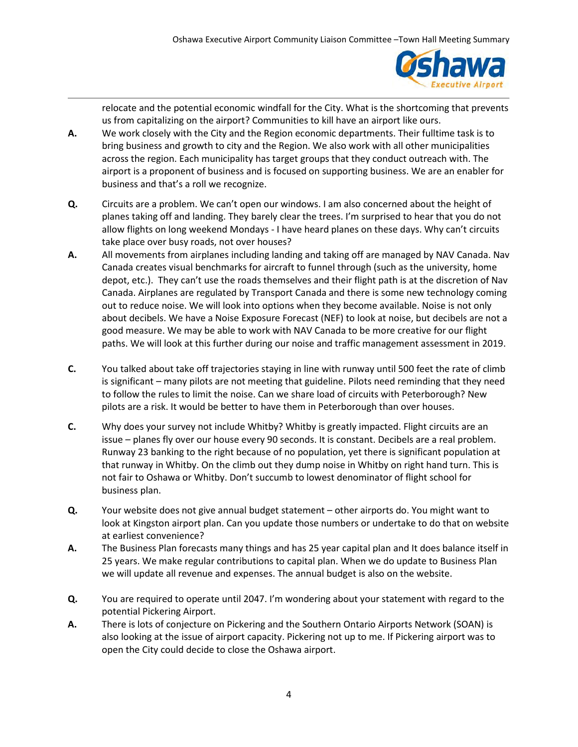relocate and the potential economic windfall for the City. What is the shortcoming that prevents us from capitalizing on the airport? Communities to kill have an airport like ours.

**A.** We work closely with the City and the Region economic departments. Their fulltime task is to bring business and growth to city and the Region. We also work with all other municipalities across the region. Each municipality has target groups that they conduct outreach with. The airport is a proponent of business and is focused on supporting business. We are an enabler for business and that's a roll we recognize.

**Q.** Circuits are a problem. We can't open our windows. I am also concerned about the height of planes taking off and landing. They barely clear the trees. I'm surprised to hear that you do not allow flights on long weekend Mondays - I have heard planes on these days. Why can't circuits take place over busy roads, not over houses?

**A.** All movements from airplanes including landing and taking off are managed by NAV Canada. Nav Canada creates visual benchmarks for aircraft to funnel through (such as the university, home depot, etc.). They can't use the roads themselves and their flight path is at the discretion of Nav Canada. Airplanes are regulated by Transport Canada and there is some new technology coming out to reduce noise. We will look into options when they become available. Noise is not only about decibels. We have a Noise Exposure Forecast (NEF) to look at noise, but decibels are not a good measure. We may be able to work with NAV Canada to be more creative for our flight paths. We will look at this further during our noise and traffic management assessment in 2019.

**C.** You talked about take off trajectories staying in line with runway until 500 feet the rate of climb is significant – many pilots are not meeting that guideline. Pilots need reminding that they need to follow the rules to limit the noise. Can we share load of circuits with Peterborough? New pilots are a risk. It would be better to have them in Peterborough than over houses.

**C.** Why does your survey not include Whitby? Whitby is greatly impacted. Flight circuits are an issue – planes fly over our house every 90 seconds. It is constant. Decibels are a real problem. Runway 23 banking to the right because of no population, yet there is significant population at that runway in Whitby. On the climb out they dump noise in Whitby on right hand turn. This is not fair to Oshawa or Whitby. Don't succumb to lowest denominator of flight school for business plan.

**Q.** Your website does not give annual budget statement – other airports do. You might want to look at Kingston airport plan. Can you update those numbers or undertake to do that on website at earliest convenience?

**A.** The Business Plan forecasts many things and has 25 year capital plan and It does balance itself in 25 years. We make regular contributions to capital plan. When we do update to Business Plan we will update all revenue and expenses. The annual budget is also on the website.

**Q.** You are required to operate until 2047. I'm wondering about your statement with regard to the potential Pickering Airport.

**A.** There is lots of conjecture on Pickering and the Southern Ontario Airports Network (SOAN) is also looking at the issue of airport capacity. Pickering not up to me. If Pickering airport was to open the City could decide to close the Oshawa airport.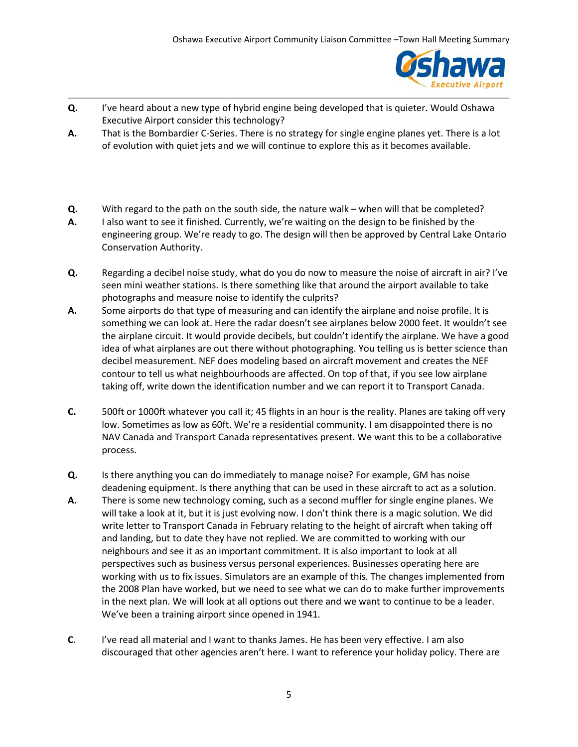**Q.** I've heard about a new type of hybrid engine being developed that is quieter. Would Oshawa Executive Airport consider this technology?

**A.** That is the Bombardier C-Series. There is no strategy for single engine planes yet. There is a lot of evolution with quiet jets and we will continue to explore this as it becomes available.

**Q.** With regard to the path on the south side, the nature walk – when will that be completed?

**A.** I also want to see it finished. Currently, we're waiting on the design to be finished by the engineering group. We're ready to go. The design will then be approved by Central Lake Ontario Conservation Authority.

**Q.** Regarding a decibel noise study, what do you do now to measure the noise of aircraft in air? I've seen mini weather stations. Is there something like that around the airport available to take photographs and measure noise to identify the culprits?

**A.** Some airports do that type of measuring and can identify the airplane and noise profile. It is something we can look at. Here the radar doesn't see airplanes below 2000 feet. It wouldn't see the airplane circuit. It would provide decibels, but couldn't identify the airplane. We have a good idea of what airplanes are out there without photographing. You telling us is better science than decibel measurement. NEF does modeling based on aircraft movement and creates the NEF contour to tell us what neighbourhoods are affected. On top of that, if you see low airplane taking off, write down the identification number and we can report it to Transport Canada.

**C.** 500ft or 1000ft whatever you call it; 45 flights in an hour is the reality. Planes are taking off very low. Sometimes as low as 60ft. We're a residential community. I am disappointed there is no NAV Canada and Transport Canada representatives present. We want this to be a collaborative process.

**Q.** Is there anything you can do immediately to manage noise? For example, GM has noise deadening equipment. Is there anything that can be used in these aircraft to act as a solution.

**A.** There is some new technology coming, such as a second muffler for single engine planes. We will take a look at it, but it is just evolving now. I don't think there is a magic solution. We did write letter to Transport Canada in February relating to the height of aircraft when taking off and landing, but to date they have not replied. We are committed to working with our neighbours and see it as an important commitment. It is also important to look at all perspectives such as business versus personal experiences. Businesses operating here are working with us to fix issues. Simulators are an example of this. The changes implemented from the 2008 Plan have worked, but we need to see what we can do to make further improvements in the next plan. We will look at all options out there and we want to continue to be a leader. We've been a training airport since opened in 1941.

**C**. I've read all material and I want to thanks James. He has been very effective. I am also discouraged that other agencies aren't here. I want to reference your holiday policy. There are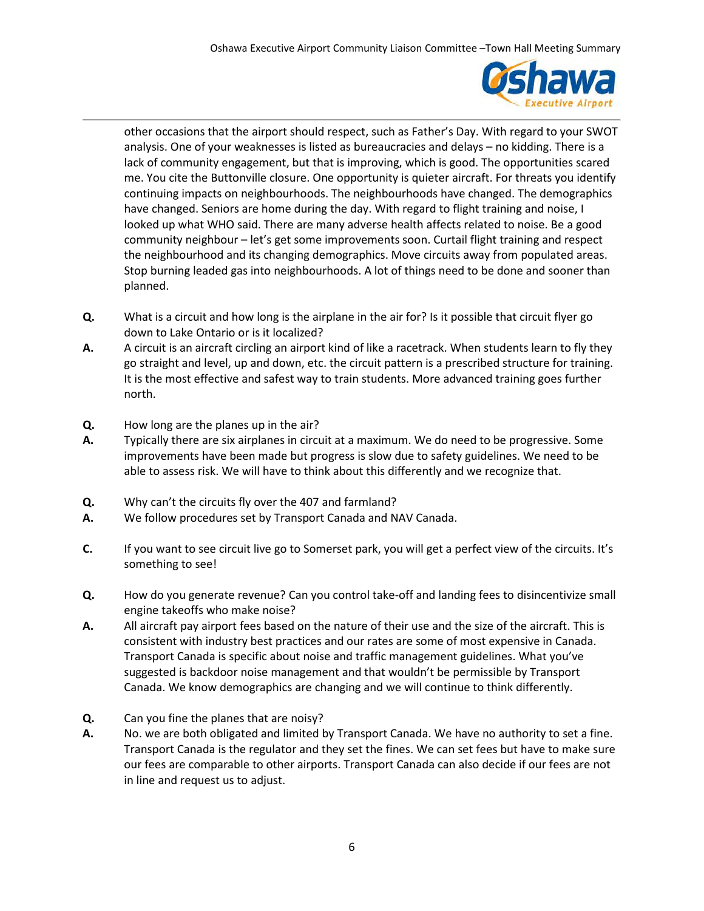other occasions that the airport should respect, such as Father's Day. With regard to your SWOT analysis. One of your weaknesses is listed as bureaucracies and delays – no kidding. There is a lack of community engagement, but that is improving, which is good. The opportunities scared me. You cite the Buttonville closure. One opportunity is quieter aircraft. For threats you identify continuing impacts on neighbourhoods. The neighbourhoods have changed. The demographics have changed. Seniors are home during the day. With regard to flight training and noise, I looked up what WHO said. There are many adverse health affects related to noise. Be a good community neighbour – let's get some improvements soon. Curtail flight training and respect the neighbourhood and its changing demographics. Move circuits away from populated areas. Stop burning leaded gas into neighbourhoods. A lot of things need to be done and sooner than planned.

**Q.** What is a circuit and how long is the airplane in the air for? Is it possible that circuit flyer go down to Lake Ontario or is it localized?

**A.** A circuit is an aircraft circling an airport kind of like a racetrack. When students learn to fly they go straight and level, up and down, etc. the circuit pattern is a prescribed structure for training. It is the most effective and safest way to train students. More advanced training goes further north.

**Q.** How long are the planes up in the air?

**A.** Typically there are six airplanes in circuit at a maximum. We do need to be progressive. Some improvements have been made but progress is slow due to safety guidelines. We need to be able to assess risk. We will have to think about this differently and we recognize that.

**Q.** Why can't the circuits fly over the 407 and farmland?

**A.** We follow procedures set by Transport Canada and NAV Canada.

**C.** If you want to see circuit live go to Somerset park, you will get a perfect view of the circuits. It's something to see!

**Q.** How do you generate revenue? Can you control take-off and landing fees to disincentivize small engine takeoffs who make noise?

**A.** All aircraft pay airport fees based on the nature of their use and the size of the aircraft. This is consistent with industry best practices and our rates are some of most expensive in Canada. Transport Canada is specific about noise and traffic management guidelines. What you've suggested is backdoor noise management and that wouldn't be permissible by Transport Canada. We know demographics are changing and we will continue to think differently.

**Q.** Can you fine the planes that are noisy?

**A.** No. we are both obligated and limited by Transport Canada. We have no authority to set a fine. Transport Canada is the regulator and they set the fines. We can set fees but have to make sure our fees are comparable to other airports. Transport Canada can also decide if our fees are not in line and request us to adjust.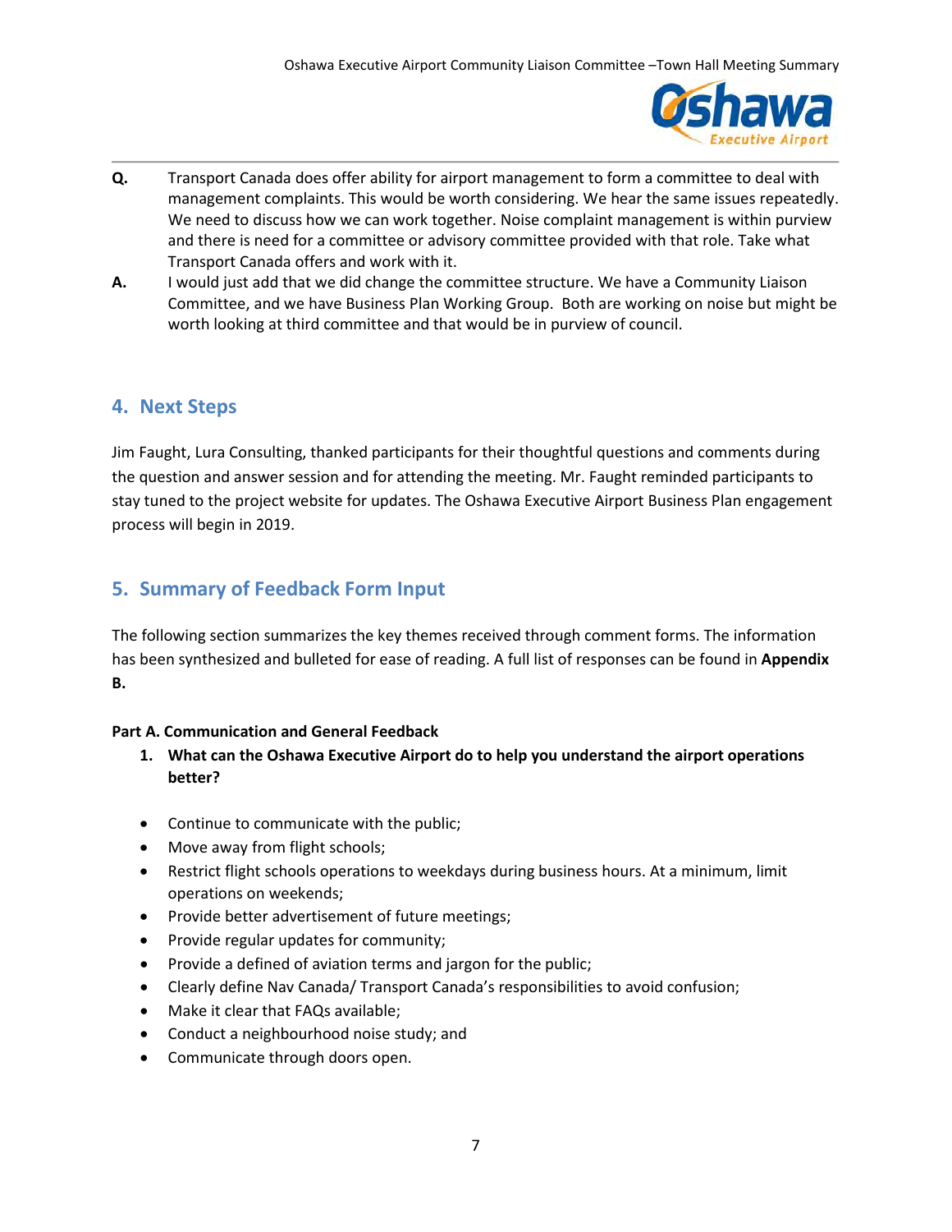**Q.** Transport Canada does offer ability for airport management to form a committee to deal with management complaints. This would be worth considering. We hear the same issues repeatedly. We need to discuss how we can work together. Noise complaint management is within purview and there is need for a committee or advisory committee provided with that role. Take what Transport Canada offers and work with it.

**A.** I would just add that we did change the committee structure. We have a Community Liaison Committee, and we have Business Plan Working Group. Both are working on noise but might be worth looking at third committee and that would be in purview of council.

## 4. Next Steps

Jim Faught, Lura Consulting, thanked participants for their thoughtful questions and comments during the question and answer session and for attending the meeting. Mr. Faught reminded participants to stay tuned to the project website for updates. The Oshawa Executive Airport Business Plan engagement process will begin in 2019.

## 5. Summary of Feedback Form Input

The following section summarizes the key themes received through comment forms. The information has been synthesized and bulleted for ease of reading. A full list of responses can be found in **Appendix B.**

**Part A. Communication and General Feedback**

1. **What can the Oshawa Executive Airport do to help you understand the airport operations better?**

- Continue to communicate with the public;
- Move away from flight schools;
- Restrict flight schools operations to weekdays during business hours. At a minimum, limit operations on weekends;
- Provide better advertisement of future meetings;
- Provide regular updates for community;
- Provide a defined of aviation terms and jargon for the public;
- Clearly define Nav Canada/ Transport Canada's responsibilities to avoid confusion;
- Make it clear that FAQs available;
- Conduct a neighbourhood noise study; and
- Communicate through doors open.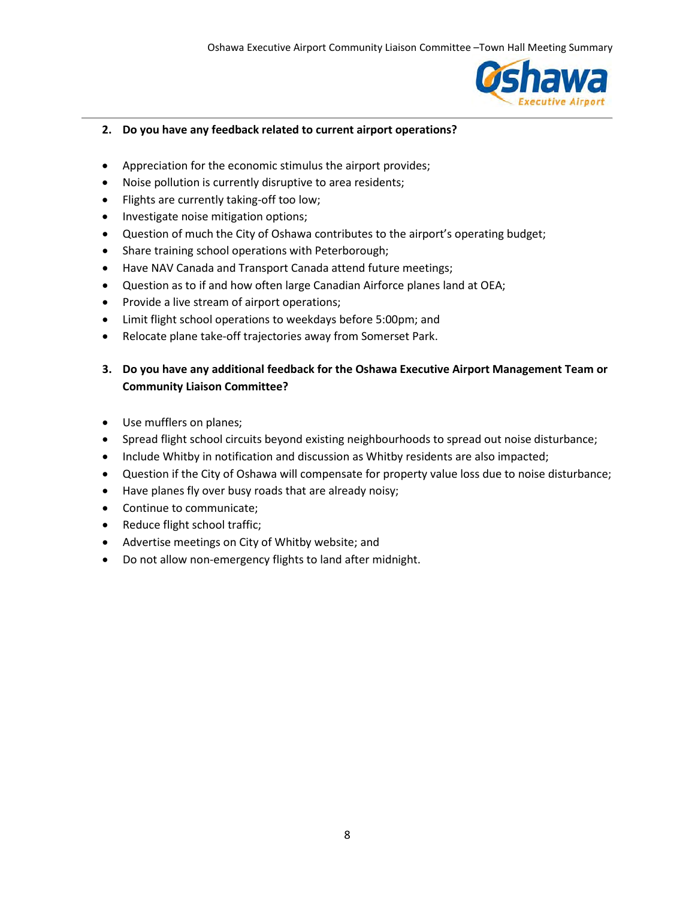2. **Do you have any feedback related to current airport operations?**

- Appreciation for the economic stimulus the airport provides;
- Noise pollution is currently disruptive to area residents;
- Flights are currently taking-off too low;
- Investigate noise mitigation options;
- Question of much the City of Oshawa contributes to the airport's operating budget;
- Share training school operations with Peterborough;
- Have NAV Canada and Transport Canada attend future meetings;
- Question as to if and how often large Canadian Airforce planes land at OEA;
- Provide a live stream of airport operations;
- Limit flight school operations to weekdays before 5:00pm; and
- Relocate plane take-off trajectories away from Somerset Park.

3. **Do you have any additional feedback for the Oshawa Executive Airport Management Team or Community Liaison Committee?**

- Use mufflers on planes;
- Spread flight school circuits beyond existing neighbourhoods to spread out noise disturbance;
- Include Whitby in notification and discussion as Whitby residents are also impacted;
- Question if the City of Oshawa will compensate for property value loss due to noise disturbance;
- Have planes fly over busy roads that are already noisy;
- Continue to communicate;
- Reduce flight school traffic;
- Advertise meetings on City of Whitby website; and
- Do not allow non-emergency flights to land after midnight.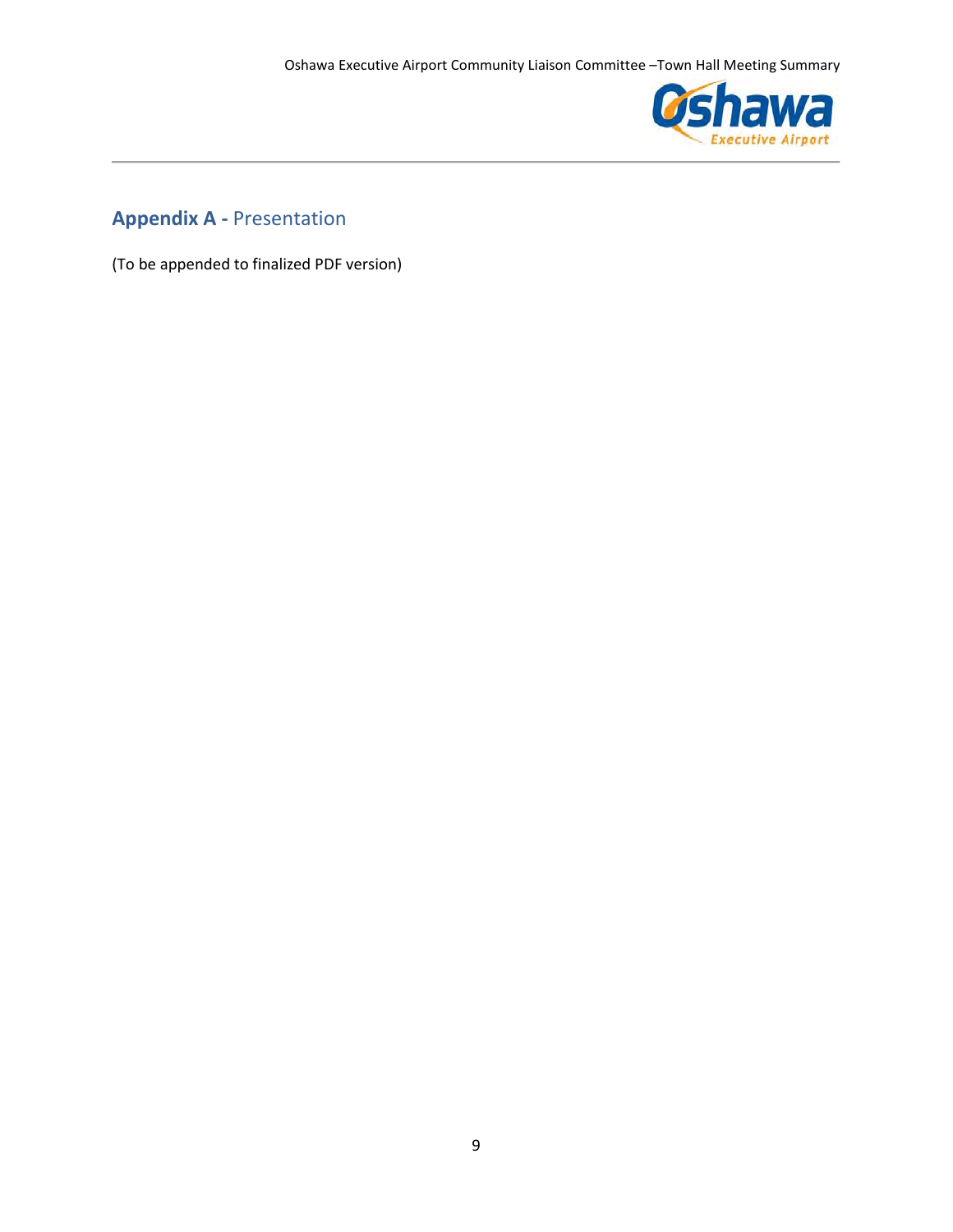## **Appendix A -** Presentation

(To be appended to finalized PDF version)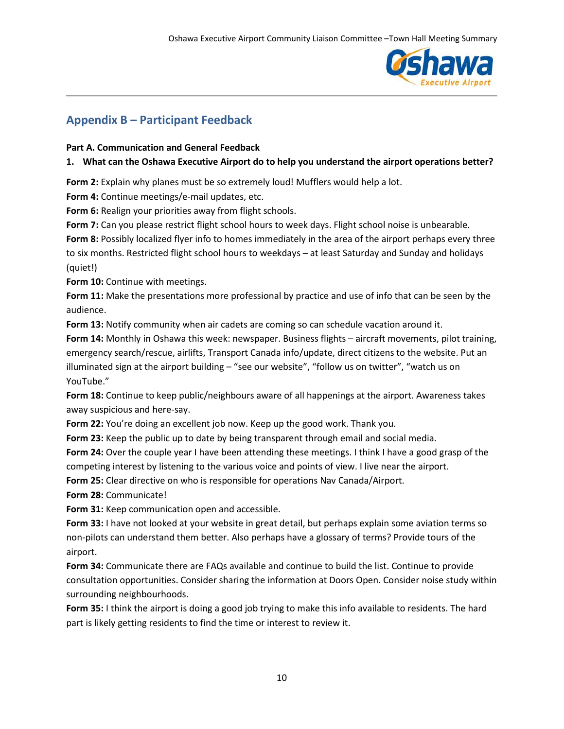## Appendix B – Participant Feedback

**Part A. Communication and General Feedback**

**1. What can the Oshawa Executive Airport do to help you understand the airport operations better?**

**Form 2:** Explain why planes must be so extremely loud! Mufflers would help a lot.

**Form 4:** Continue meetings/e-mail updates, etc.

**Form 6:** Realign your priorities away from flight schools.

**Form 7:** Can you please restrict flight school hours to week days. Flight school noise is unbearable.

**Form 8:** Possibly localized flyer info to homes immediately in the area of the airport perhaps every three to six months. Restricted flight school hours to weekdays – at least Saturday and Sunday and holidays (quiet!)

**Form 10:** Continue with meetings.

**Form 11:** Make the presentations more professional by practice and use of info that can be seen by the audience.

**Form 13:** Notify community when air cadets are coming so can schedule vacation around it.

**Form 14:** Monthly in Oshawa this week: newspaper. Business flights – aircraft movements, pilot training, emergency search/rescue, airlifts, Transport Canada info/update, direct citizens to the website. Put an illuminated sign at the airport building – "see our website", "follow us on twitter", "watch us on YouTube."

**Form 18:** Continue to keep public/neighbours aware of all happenings at the airport. Awareness takes away suspicious and here-say.

**Form 22:** You're doing an excellent job now. Keep up the good work. Thank you.

**Form 23:** Keep the public up to date by being transparent through email and social media.

**Form 24:** Over the couple year I have been attending these meetings. I think I have a good grasp of the competing interest by listening to the various voice and points of view. I live near the airport.

**Form 25:** Clear directive on who is responsible for operations Nav Canada/Airport.

**Form 28:** Communicate!

**Form 31:** Keep communication open and accessible.

**Form 33:** I have not looked at your website in great detail, but perhaps explain some aviation terms so non-pilots can understand them better. Also perhaps have a glossary of terms? Provide tours of the airport.

**Form 34:** Communicate there are FAQs available and continue to build the list. Continue to provide consultation opportunities. Consider sharing the information at Doors Open. Consider noise study within surrounding neighbourhoods.

**Form 35:** I think the airport is doing a good job trying to make this info available to residents. The hard part is likely getting residents to find the time or interest to review it.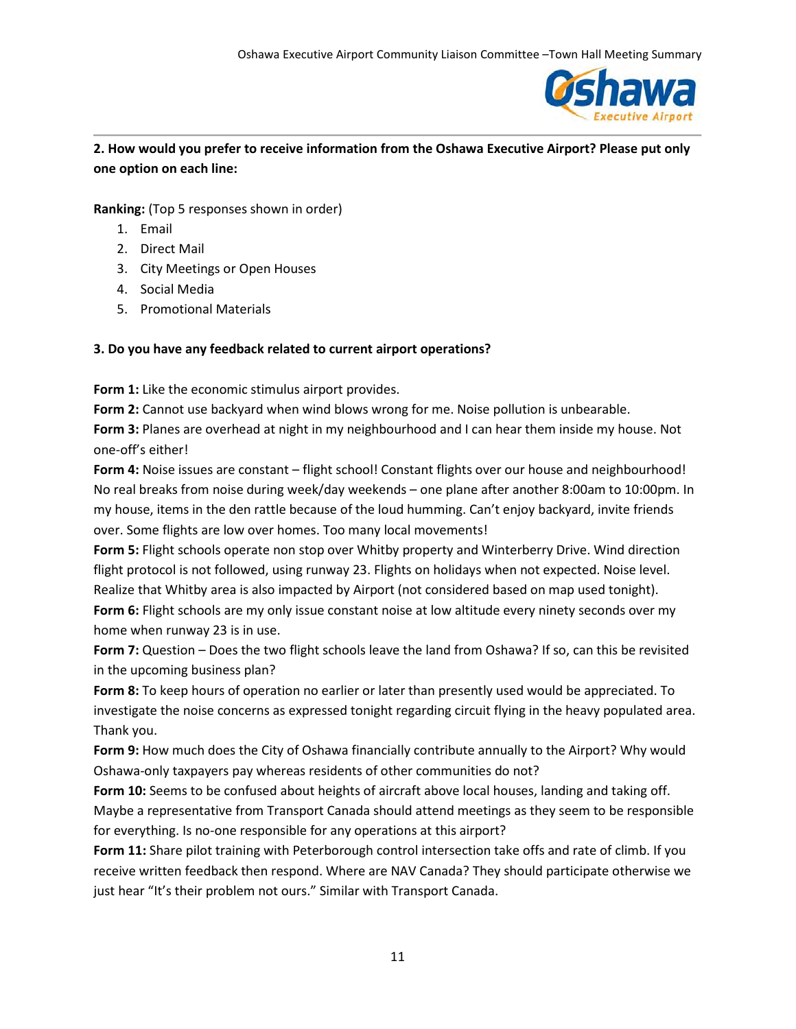**2. How would you prefer to receive information from the Oshawa Executive Airport? Please put only one option on each line:**

**Ranking:** (Top 5 responses shown in order)

1. Email
2. Direct Mail
3. City Meetings or Open Houses
4. Social Media
5. Promotional Materials

**3. Do you have any feedback related to current airport operations?**

**Form 1:** Like the economic stimulus airport provides.

**Form 2:** Cannot use backyard when wind blows wrong for me. Noise pollution is unbearable.

**Form 3:** Planes are overhead at night in my neighbourhood and I can hear them inside my house. Not one-off's either!

**Form 4:** Noise issues are constant – flight school! Constant flights over our house and neighbourhood! No real breaks from noise during week/day weekends – one plane after another 8:00am to 10:00pm. In my house, items in the den rattle because of the loud humming. Can't enjoy backyard, invite friends over. Some flights are low over homes. Too many local movements!

**Form 5:** Flight schools operate non stop over Whitby property and Winterberry Drive. Wind direction flight protocol is not followed, using runway 23. Flights on holidays when not expected. Noise level. Realize that Whitby area is also impacted by Airport (not considered based on map used tonight).

**Form 6:** Flight schools are my only issue constant noise at low altitude every ninety seconds over my home when runway 23 is in use.

**Form 7:** Question – Does the two flight schools leave the land from Oshawa? If so, can this be revisited in the upcoming business plan?

**Form 8:** To keep hours of operation no earlier or later than presently used would be appreciated. To investigate the noise concerns as expressed tonight regarding circuit flying in the heavy populated area. Thank you.

**Form 9:** How much does the City of Oshawa financially contribute annually to the Airport? Why would Oshawa-only taxpayers pay whereas residents of other communities do not?

**Form 10:** Seems to be confused about heights of aircraft above local houses, landing and taking off. Maybe a representative from Transport Canada should attend meetings as they seem to be responsible for everything. Is no-one responsible for any operations at this airport?

**Form 11:** Share pilot training with Peterborough control intersection take offs and rate of climb. If you receive written feedback then respond. Where are NAV Canada? They should participate otherwise we just hear "It's their problem not ours." Similar with Transport Canada.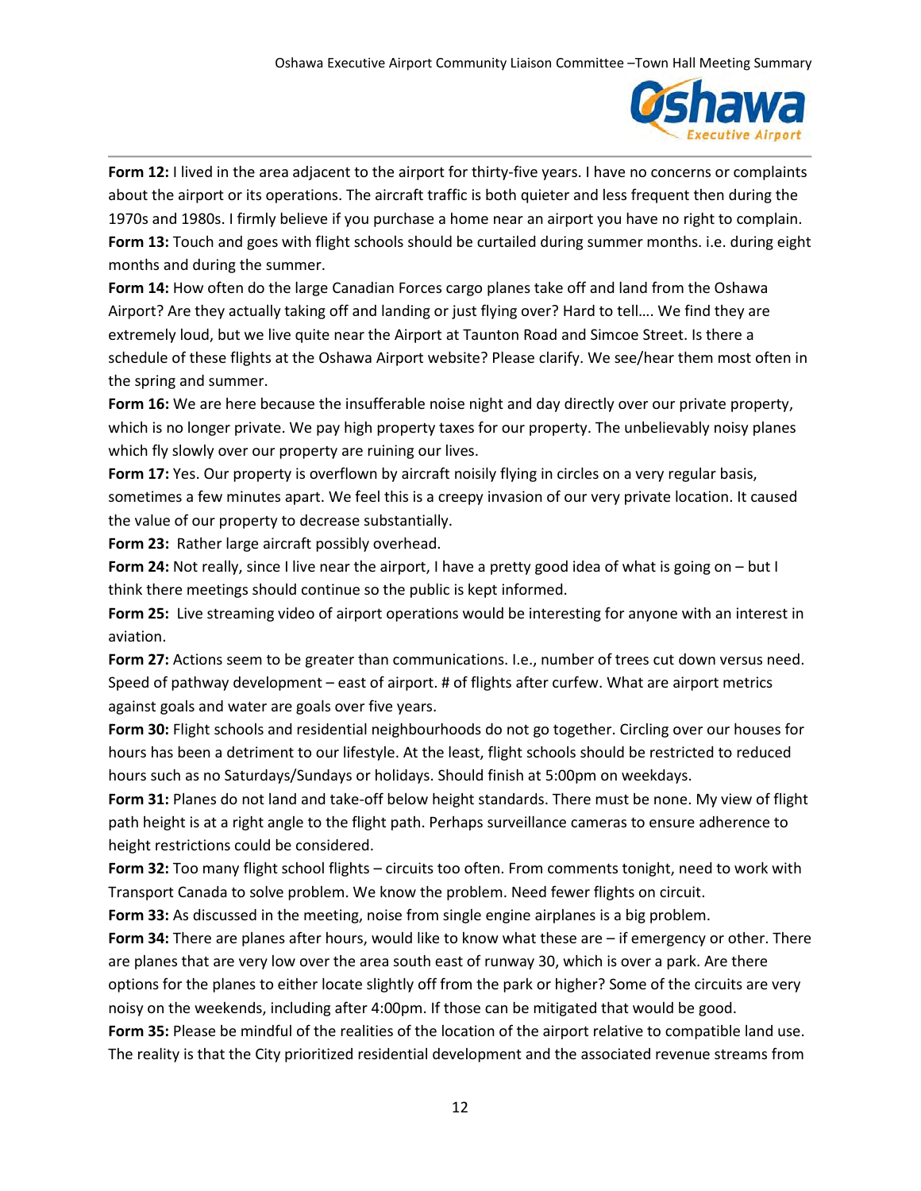**Form 12:** I lived in the area adjacent to the airport for thirty-five years. I have no concerns or complaints about the airport or its operations. The aircraft traffic is both quieter and less frequent then during the 1970s and 1980s. I firmly believe if you purchase a home near an airport you have no right to complain.

**Form 13:** Touch and goes with flight schools should be curtailed during summer months. i.e. during eight months and during the summer.

**Form 14:** How often do the large Canadian Forces cargo planes take off and land from the Oshawa Airport? Are they actually taking off and landing or just flying over? Hard to tell…. We find they are extremely loud, but we live quite near the Airport at Taunton Road and Simcoe Street. Is there a schedule of these flights at the Oshawa Airport website? Please clarify. We see/hear them most often in the spring and summer.

**Form 16:** We are here because the insufferable noise night and day directly over our private property, which is no longer private. We pay high property taxes for our property. The unbelievably noisy planes which fly slowly over our property are ruining our lives.

**Form 17:** Yes. Our property is overflown by aircraft noisily flying in circles on a very regular basis, sometimes a few minutes apart. We feel this is a creepy invasion of our very private location. It caused the value of our property to decrease substantially.

**Form 23:** Rather large aircraft possibly overhead.

**Form 24:** Not really, since I live near the airport, I have a pretty good idea of what is going on – but I think there meetings should continue so the public is kept informed.

**Form 25:** Live streaming video of airport operations would be interesting for anyone with an interest in aviation.

**Form 27:** Actions seem to be greater than communications. I.e., number of trees cut down versus need. Speed of pathway development – east of airport. # of flights after curfew. What are airport metrics against goals and water are goals over five years.

**Form 30:** Flight schools and residential neighbourhoods do not go together. Circling over our houses for hours has been a detriment to our lifestyle. At the least, flight schools should be restricted to reduced hours such as no Saturdays/Sundays or holidays. Should finish at 5:00pm on weekdays.

**Form 31:** Planes do not land and take-off below height standards. There must be none. My view of flight path height is at a right angle to the flight path. Perhaps surveillance cameras to ensure adherence to height restrictions could be considered.

**Form 32:** Too many flight school flights – circuits too often. From comments tonight, need to work with Transport Canada to solve problem. We know the problem. Need fewer flights on circuit.

**Form 33:** As discussed in the meeting, noise from single engine airplanes is a big problem.

**Form 34:** There are planes after hours, would like to know what these are – if emergency or other. There are planes that are very low over the area south east of runway 30, which is over a park. Are there options for the planes to either locate slightly off from the park or higher? Some of the circuits are very noisy on the weekends, including after 4:00pm. If those can be mitigated that would be good.

**Form 35:** Please be mindful of the realities of the location of the airport relative to compatible land use. The reality is that the City prioritized residential development and the associated revenue streams from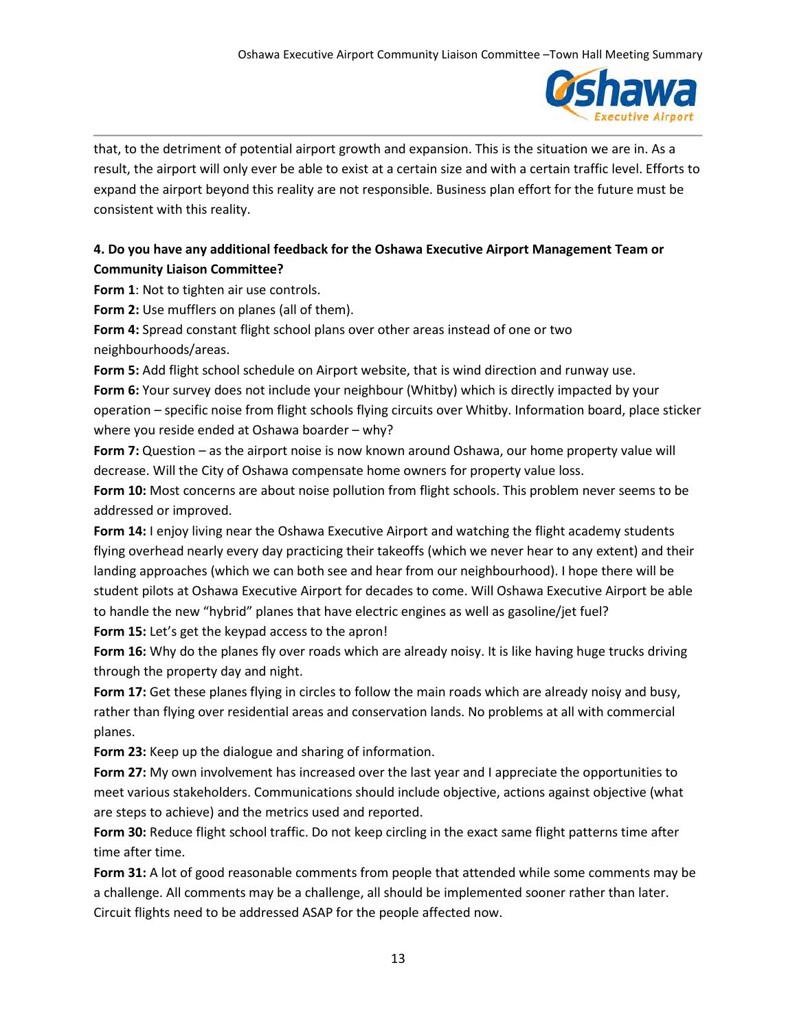that, to the detriment of potential airport growth and expansion. This is the situation we are in. As a result, the airport will only ever be able to exist at a certain size and with a certain traffic level. Efforts to expand the airport beyond this reality are not responsible. Business plan effort for the future must be consistent with this reality.

**4. Do you have any additional feedback for the Oshawa Executive Airport Management Team or Community Liaison Committee?**

**Form 1**: Not to tighten air use controls.

**Form 2:** Use mufflers on planes (all of them).

**Form 4:** Spread constant flight school plans over other areas instead of one or two neighbourhoods/areas.

**Form 5:** Add flight school schedule on Airport website, that is wind direction and runway use.

**Form 6:** Your survey does not include your neighbour (Whitby) which is directly impacted by your operation – specific noise from flight schools flying circuits over Whitby. Information board, place sticker where you reside ended at Oshawa boarder – why?

**Form 7:** Question – as the airport noise is now known around Oshawa, our home property value will decrease. Will the City of Oshawa compensate home owners for property value loss.

**Form 10:** Most concerns are about noise pollution from flight schools. This problem never seems to be addressed or improved.

**Form 14:** I enjoy living near the Oshawa Executive Airport and watching the flight academy students flying overhead nearly every day practicing their takeoffs (which we never hear to any extent) and their landing approaches (which we can both see and hear from our neighbourhood). I hope there will be student pilots at Oshawa Executive Airport for decades to come. Will Oshawa Executive Airport be able to handle the new "hybrid" planes that have electric engines as well as gasoline/jet fuel?

**Form 15:** Let's get the keypad access to the apron!

**Form 16:** Why do the planes fly over roads which are already noisy. It is like having huge trucks driving through the property day and night.

**Form 17:** Get these planes flying in circles to follow the main roads which are already noisy and busy, rather than flying over residential areas and conservation lands. No problems at all with commercial planes.

**Form 23:** Keep up the dialogue and sharing of information.

**Form 27:** My own involvement has increased over the last year and I appreciate the opportunities to meet various stakeholders. Communications should include objective, actions against objective (what are steps to achieve) and the metrics used and reported.

**Form 30:** Reduce flight school traffic. Do not keep circling in the exact same flight patterns time after time.

**Form 31:** A lot of good reasonable comments from people that attended while some comments may be a challenge. All comments may be a challenge, all should be implemented sooner rather than later. Circuit flights need to be addressed ASAP for the people affected now.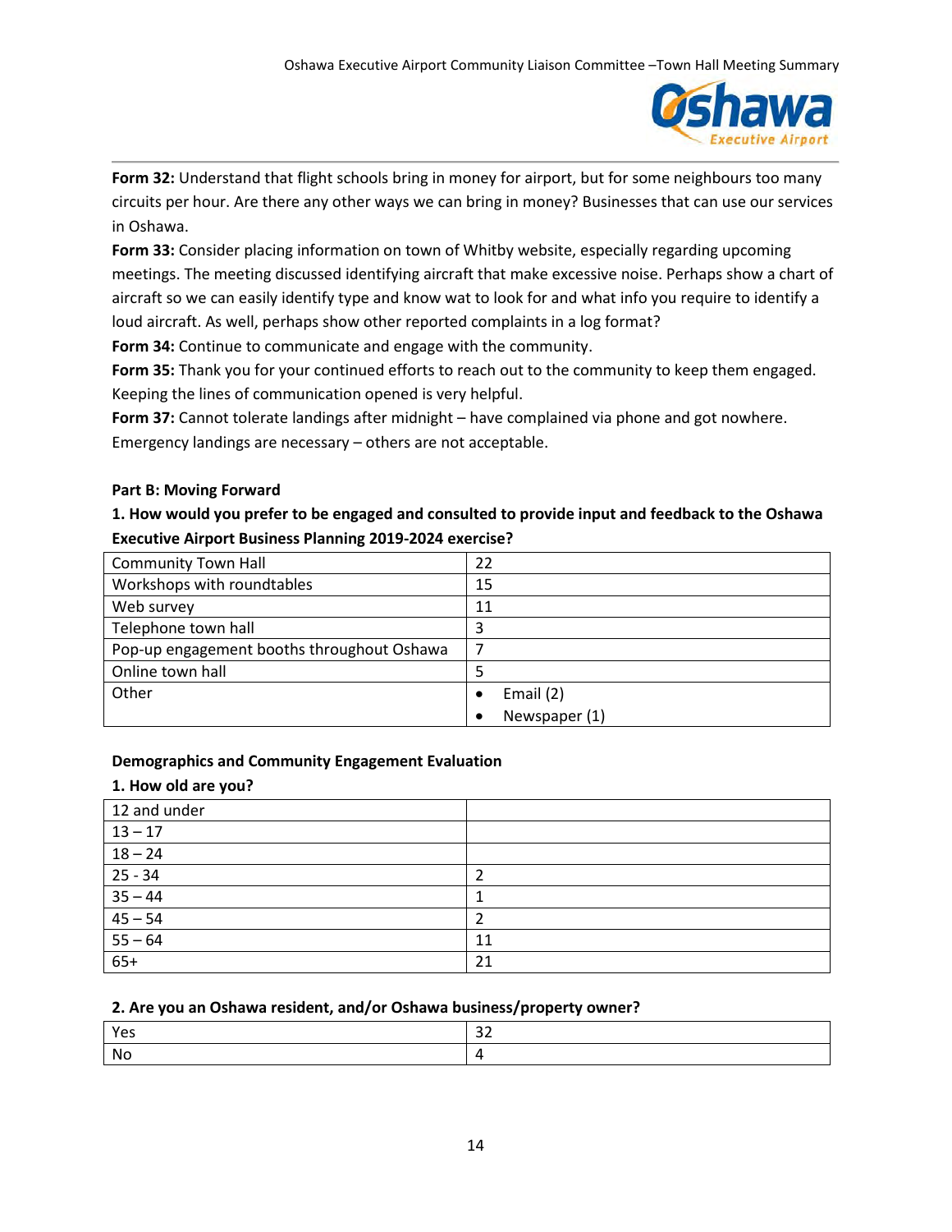**Form 32:** Understand that flight schools bring in money for airport, but for some neighbours too many circuits per hour. Are there any other ways we can bring in money? Businesses that can use our services in Oshawa.

**Form 33:** Consider placing information on town of Whitby website, especially regarding upcoming meetings. The meeting discussed identifying aircraft that make excessive noise. Perhaps show a chart of aircraft so we can easily identify type and know wat to look for and what info you require to identify a loud aircraft. As well, perhaps show other reported complaints in a log format?

**Form 34:** Continue to communicate and engage with the community.

**Form 35:** Thank you for your continued efforts to reach out to the community to keep them engaged. Keeping the lines of communication opened is very helpful.

**Form 37:** Cannot tolerate landings after midnight – have complained via phone and got nowhere. Emergency landings are necessary – others are not acceptable.

**Part B: Moving Forward**

**1. How would you prefer to be engaged and consulted to provide input and feedback to the Oshawa Executive Airport Business Planning 2019-2024 exercise?**

| | |
|---|---|
| Community Town Hall | 22 |
| Workshops with roundtables | 15 |
| Web survey | 11 |
| Telephone town hall | 3 |
| Pop-up engagement booths throughout Oshawa | 7 |
| Online town hall | 5 |
| Other | • Email (2)<br>• Newspaper (1) |

**Demographics and Community Engagement Evaluation**

**1. How old are you?**

| | |
|---|---|
| 12 and under | |
| 13 – 17 | |
| 18 – 24 | |
| 25 - 34 | 2 |
| 35 – 44 | 1 |
| 45 – 54 | 2 |
| 55 – 64 | 11 |
| 65+ | 21 |

**2. Are you an Oshawa resident, and/or Oshawa business/property owner?**

| | |
|---|---|
| Yes | 32 |
| No | 4 |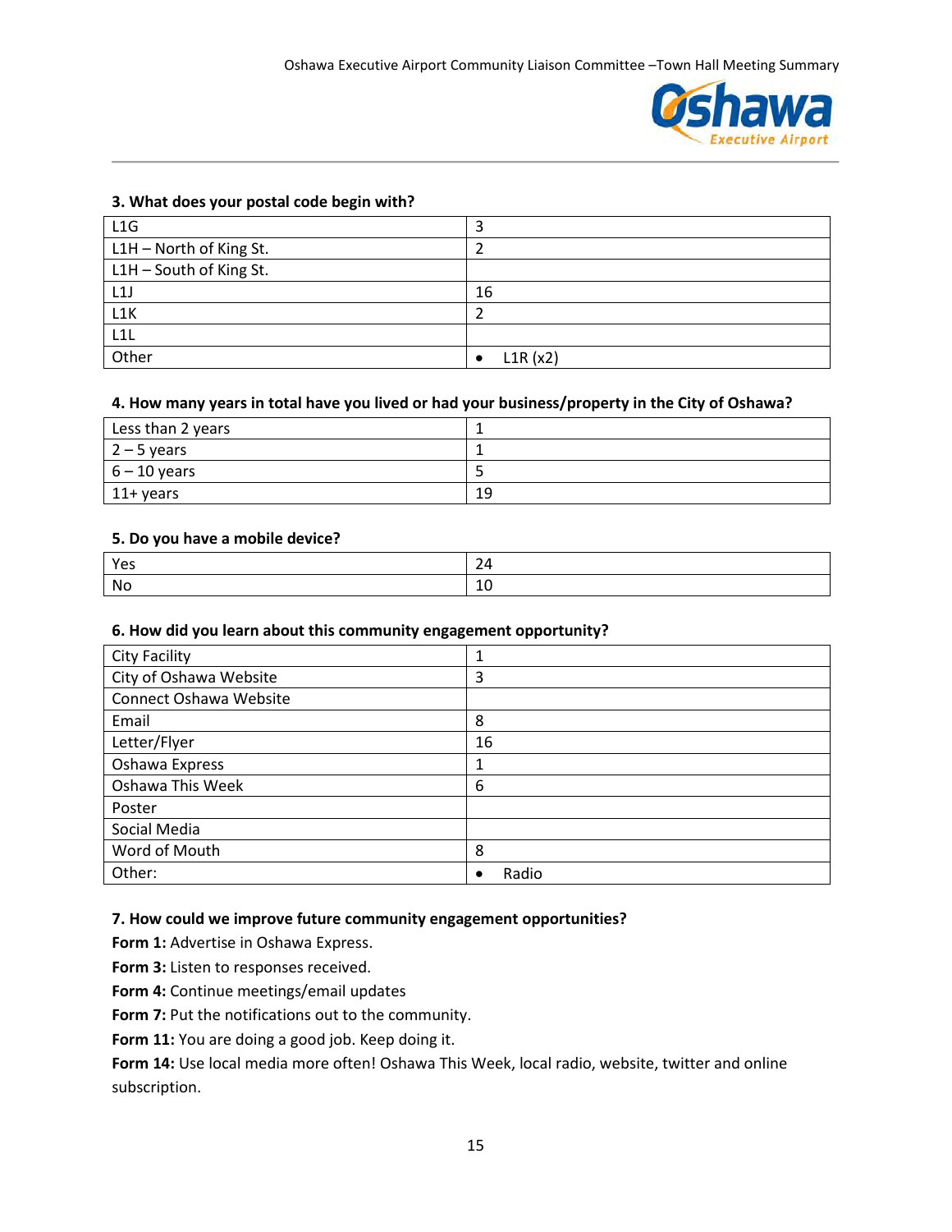### 3. What does your postal code begin with?

| | |
|---|---|
| L1G | 3 |
| L1H – North of King St. | 2 |
| L1H – South of King St. | |
| L1J | 16 |
| L1K | 2 |
| L1L | |
| Other | • L1R (x2) |

### 4. How many years in total have you lived or had your business/property in the City of Oshawa?

| | |
|---|---|
| Less than 2 years | 1 |
| 2 – 5 years | 1 |
| 6 – 10 years | 5 |
| 11+ years | 19 |

### 5. Do you have a mobile device?

| | |
|---|---|
| Yes | 24 |
| No | 10 |

### 6. How did you learn about this community engagement opportunity?

| | |
|---|---|
| City Facility | 1 |
| City of Oshawa Website | 3 |
| Connect Oshawa Website | |
| Email | 8 |
| Letter/Flyer | 16 |
| Oshawa Express | 1 |
| Oshawa This Week | 6 |
| Poster | |
| Social Media | |
| Word of Mouth | 8 |
| Other: | • Radio |

### 7. How could we improve future community engagement opportunities?

**Form 1:** Advertise in Oshawa Express.

**Form 3:** Listen to responses received.

**Form 4:** Continue meetings/email updates

**Form 7:** Put the notifications out to the community.

**Form 11:** You are doing a good job. Keep doing it.

**Form 14:** Use local media more often! Oshawa This Week, local radio, website, twitter and online subscription.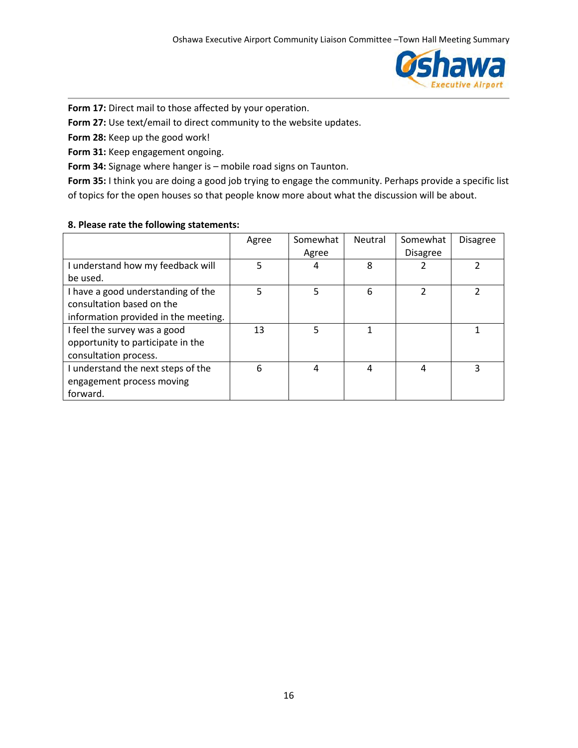**Form 17:** Direct mail to those affected by your operation.

**Form 27:** Use text/email to direct community to the website updates.

**Form 28:** Keep up the good work!

**Form 31:** Keep engagement ongoing.

**Form 34:** Signage where hanger is – mobile road signs on Taunton.

**Form 35:** I think you are doing a good job trying to engage the community. Perhaps provide a specific list of topics for the open houses so that people know more about what the discussion will be about.

**8. Please rate the following statements:**

| | Agree | Somewhat Agree | Neutral | Somewhat Disagree | Disagree |
|---|---|---|---|---|---|
| I understand how my feedback will be used. | 5 | 4 | 8 | 2 | 2 |
| I have a good understanding of the consultation based on the information provided in the meeting. | 5 | 5 | 6 | 2 | 2 |
| I feel the survey was a good opportunity to participate in the consultation process. | 13 | 5 | 1 | | 1 |
| I understand the next steps of the engagement process moving forward. | 6 | 4 | 4 | 4 | 3 |